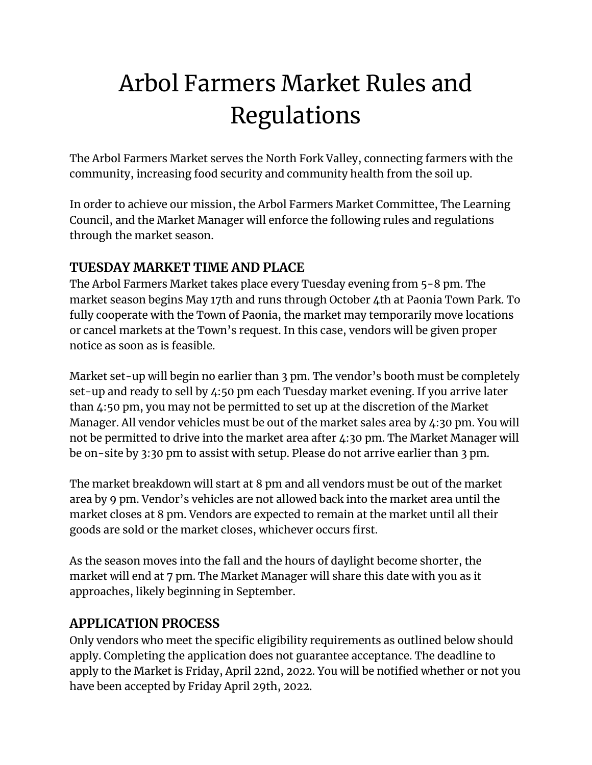# Arbol Farmers Market Rules and Regulations

The Arbol Farmers Market serves the North Fork Valley, connecting farmers with the community, increasing food security and community health from the soil up.

In order to achieve our mission, the Arbol Farmers Market Committee, The Learning Council, and the Market Manager will enforce the following rules and regulations through the market season.

## TUESDAY MARKET TIME AND PLACE

The Arbol Farmers Market takes place every Tuesday evening from 5-8 pm. The market season begins May 17th and runs through October 4th at Paonia Town Park. To fully cooperate with the Town of Paonia, the market may temporarily move locations or cancel markets at the Town's request. In this case, vendors will be given proper notice as soon as is feasible.

Market set-up will begin no earlier than 3 pm. The vendor's booth must be completely set-up and ready to sell by 4:50 pm each Tuesday market evening. If you arrive later than 4:50 pm, you may not be permitted to set up at the discretion of the Market Manager. All vendor vehicles must be out of the market sales area by 4:30 pm. You will not be permitted to drive into the market area after 4:30 pm. The Market Manager will be on-site by 3:30 pm to assist with setup. Please do not arrive earlier than 3 pm.

The market breakdown will start at 8 pm and all vendors must be out of the market area by 9 pm. Vendor's vehicles are not allowed back into the market area until the market closes at 8 pm. Vendors are expected to remain at the market until all their goods are sold or the market closes, whichever occurs first.

As the season moves into the fall and the hours of daylight become shorter, the market will end at 7 pm. The Market Manager will share this date with you as it approaches, likely beginning in September.

## APPLICATION PROCESS

Only vendors who meet the specific eligibility requirements as outlined below should apply. Completing the application does not guarantee acceptance. The deadline to apply to the Market is Friday, April 22nd, 2022. You will be notified whether or not you have been accepted by Friday April 29th, 2022.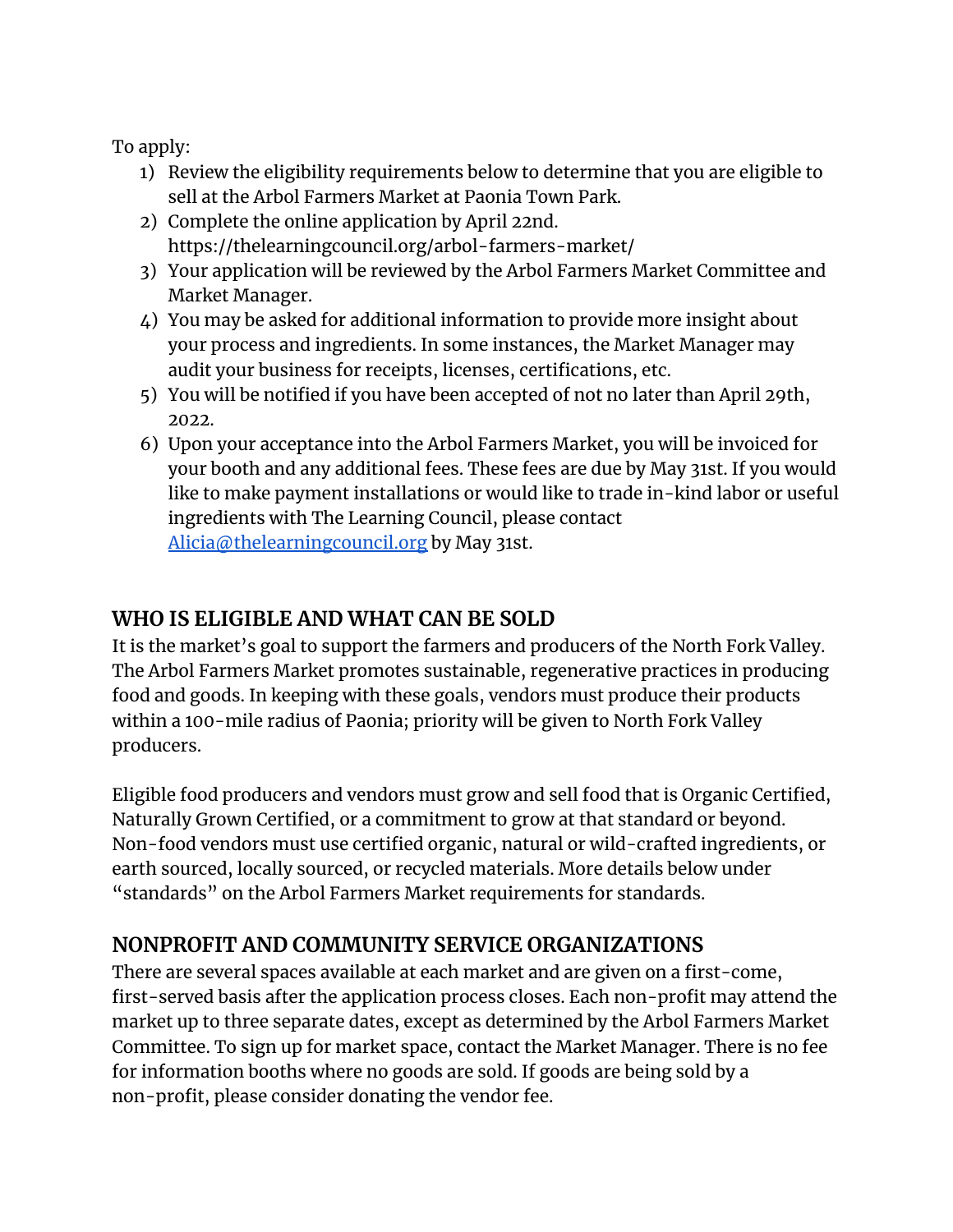To apply:

1) Review the eligibility requirements below to determine that you are eligible to sell at the Arbol Farmers Market at Paonia Town Park.
2) Complete the online application by April 22nd. https://thelearningcouncil.org/arbol-farmers-market/
3) Your application will be reviewed by the Arbol Farmers Market Committee and Market Manager.
4) You may be asked for additional information to provide more insight about your process and ingredients. In some instances, the Market Manager may audit your business for receipts, licenses, certifications, etc.
5) You will be notified if you have been accepted of not no later than April 29th, 2022.
6) Upon your acceptance into the Arbol Farmers Market, you will be invoiced for your booth and any additional fees. These fees are due by May 31st. If you would like to make payment installations or would like to trade in-kind labor or useful ingredients with The Learning Council, please contact [Alicia@thelearningcouncil.org](mailto:Alicia@thelearningcouncil.org) by May 31st.

## WHO IS ELIGIBLE AND WHAT CAN BE SOLD

It is the market's goal to support the farmers and producers of the North Fork Valley. The Arbol Farmers Market promotes sustainable, regenerative practices in producing food and goods. In keeping with these goals, vendors must produce their products within a 100-mile radius of Paonia; priority will be given to North Fork Valley producers.

Eligible food producers and vendors must grow and sell food that is Organic Certified, Naturally Grown Certified, or a commitment to grow at that standard or beyond. Non-food vendors must use certified organic, natural or wild-crafted ingredients, or earth sourced, locally sourced, or recycled materials. More details below under "standards" on the Arbol Farmers Market requirements for standards.

## NONPROFIT AND COMMUNITY SERVICE ORGANIZATIONS

There are several spaces available at each market and are given on a first-come, first-served basis after the application process closes. Each non-profit may attend the market up to three separate dates, except as determined by the Arbol Farmers Market Committee. To sign up for market space, contact the Market Manager. There is no fee for information booths where no goods are sold. If goods are being sold by a non-profit, please consider donating the vendor fee.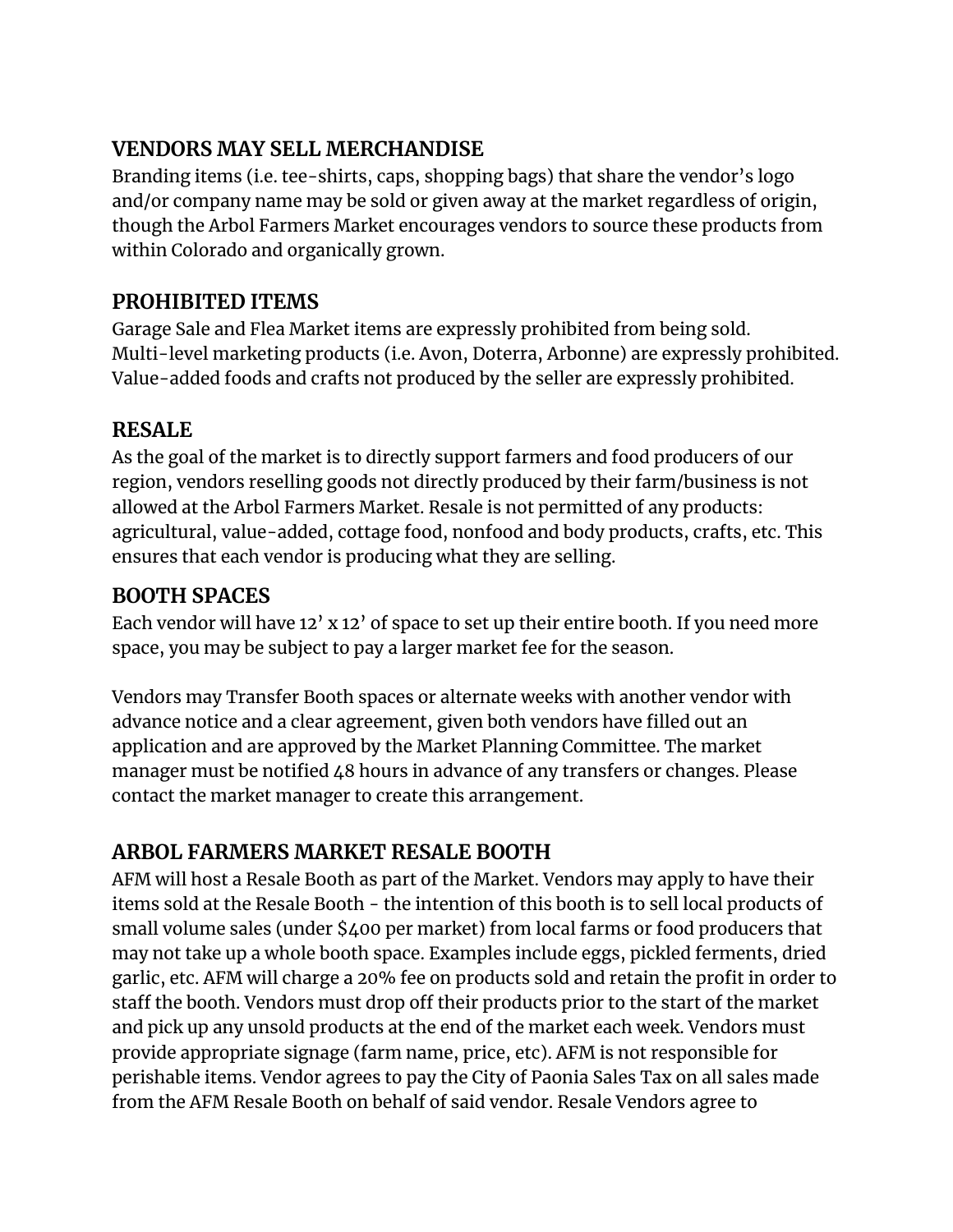## VENDORS MAY SELL MERCHANDISE

Branding items (i.e. tee-shirts, caps, shopping bags) that share the vendor's logo and/or company name may be sold or given away at the market regardless of origin, though the Arbol Farmers Market encourages vendors to source these products from within Colorado and organically grown.

## PROHIBITED ITEMS

Garage Sale and Flea Market items are expressly prohibited from being sold.
Multi-level marketing products (i.e. Avon, Doterra, Arbonne) are expressly prohibited.
Value-added foods and crafts not produced by the seller are expressly prohibited.

## RESALE

As the goal of the market is to directly support farmers and food producers of our region, vendors reselling goods not directly produced by their farm/business is not allowed at the Arbol Farmers Market. Resale is not permitted of any products: agricultural, value-added, cottage food, nonfood and body products, crafts, etc. This ensures that each vendor is producing what they are selling.

## BOOTH SPACES

Each vendor will have 12' x 12' of space to set up their entire booth. If you need more space, you may be subject to pay a larger market fee for the season.

Vendors may Transfer Booth spaces or alternate weeks with another vendor with advance notice and a clear agreement, given both vendors have filled out an application and are approved by the Market Planning Committee. The market manager must be notified 48 hours in advance of any transfers or changes. Please contact the market manager to create this arrangement.

## ARBOL FARMERS MARKET RESALE BOOTH

AFM will host a Resale Booth as part of the Market. Vendors may apply to have their items sold at the Resale Booth - the intention of this booth is to sell local products of small volume sales (under $400 per market) from local farms or food producers that may not take up a whole booth space. Examples include eggs, pickled ferments, dried garlic, etc. AFM will charge a 20% fee on products sold and retain the profit in order to staff the booth. Vendors must drop off their products prior to the start of the market and pick up any unsold products at the end of the market each week. Vendors must provide appropriate signage (farm name, price, etc). AFM is not responsible for perishable items. Vendor agrees to pay the City of Paonia Sales Tax on all sales made from the AFM Resale Booth on behalf of said vendor. Resale Vendors agree to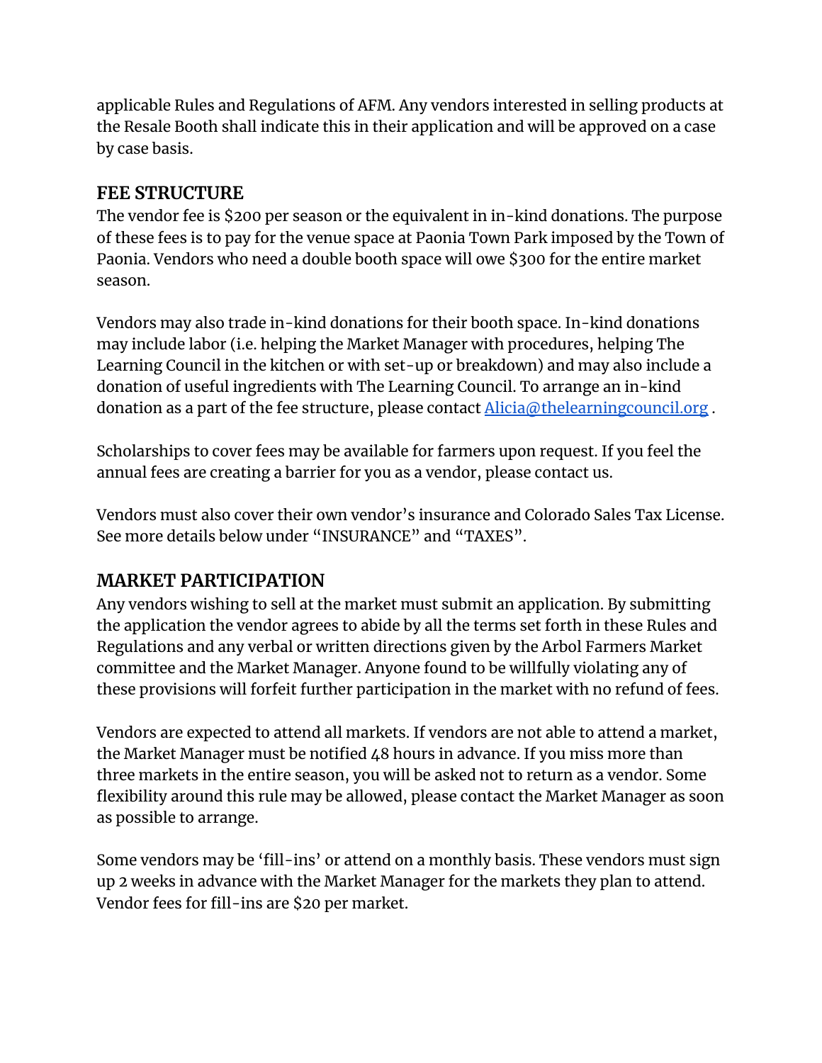applicable Rules and Regulations of AFM. Any vendors interested in selling products at the Resale Booth shall indicate this in their application and will be approved on a case by case basis.

## FEE STRUCTURE

The vendor fee is $200 per season or the equivalent in in-kind donations. The purpose of these fees is to pay for the venue space at Paonia Town Park imposed by the Town of Paonia. Vendors who need a double booth space will owe $300 for the entire market season.

Vendors may also trade in-kind donations for their booth space. In-kind donations may include labor (i.e. helping the Market Manager with procedures, helping The Learning Council in the kitchen or with set-up or breakdown) and may also include a donation of useful ingredients with The Learning Council. To arrange an in-kind donation as a part of the fee structure, please contact [Alicia@thelearningcouncil.org](mailto:Alicia@thelearningcouncil.org) .

Scholarships to cover fees may be available for farmers upon request. If you feel the annual fees are creating a barrier for you as a vendor, please contact us.

Vendors must also cover their own vendor's insurance and Colorado Sales Tax License. See more details below under "INSURANCE" and "TAXES".

## MARKET PARTICIPATION

Any vendors wishing to sell at the market must submit an application. By submitting the application the vendor agrees to abide by all the terms set forth in these Rules and Regulations and any verbal or written directions given by the Arbol Farmers Market committee and the Market Manager. Anyone found to be willfully violating any of these provisions will forfeit further participation in the market with no refund of fees.

Vendors are expected to attend all markets. If vendors are not able to attend a market, the Market Manager must be notified 48 hours in advance. If you miss more than three markets in the entire season, you will be asked not to return as a vendor. Some flexibility around this rule may be allowed, please contact the Market Manager as soon as possible to arrange.

Some vendors may be 'fill-ins' or attend on a monthly basis. These vendors must sign up 2 weeks in advance with the Market Manager for the markets they plan to attend. Vendor fees for fill-ins are $20 per market.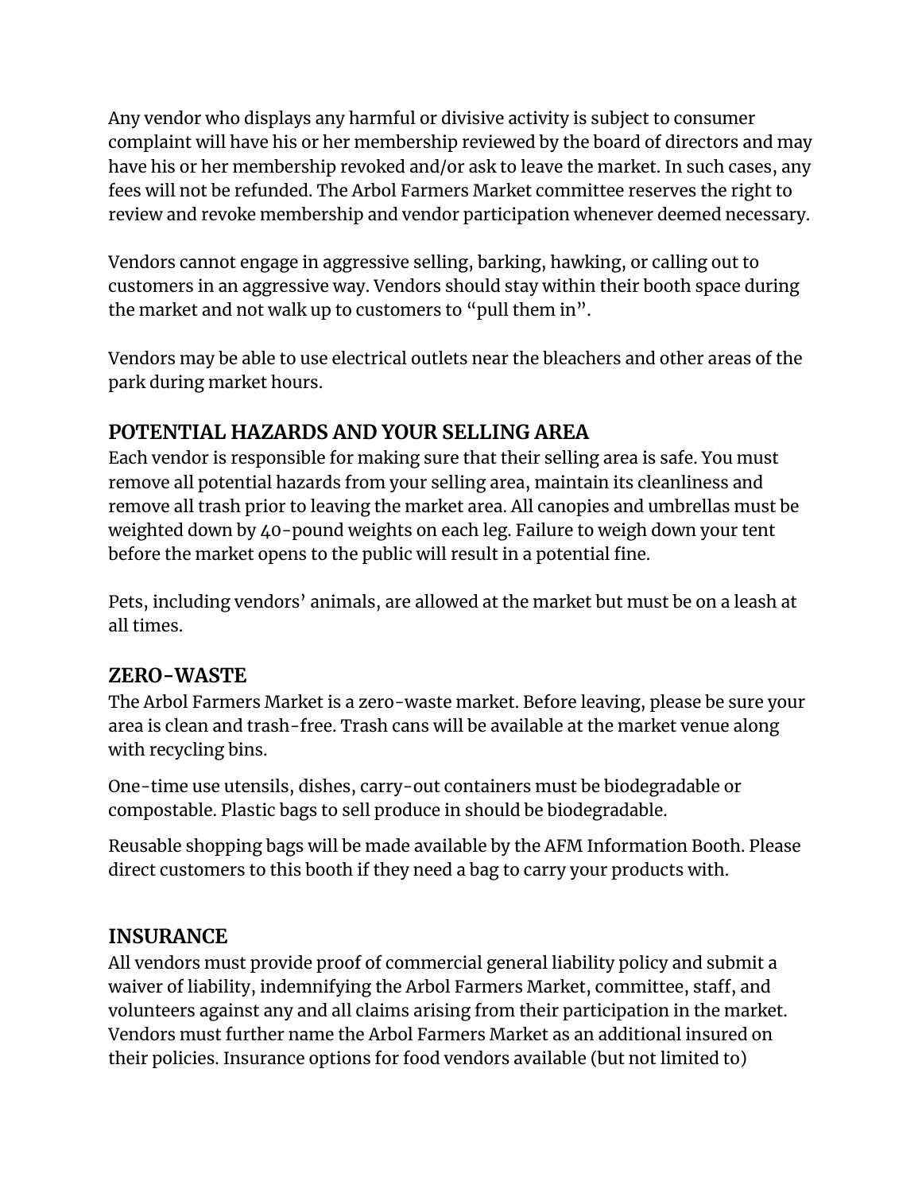Any vendor who displays any harmful or divisive activity is subject to consumer complaint will have his or her membership reviewed by the board of directors and may have his or her membership revoked and/or ask to leave the market. In such cases, any fees will not be refunded. The Arbol Farmers Market committee reserves the right to review and revoke membership and vendor participation whenever deemed necessary.

Vendors cannot engage in aggressive selling, barking, hawking, or calling out to customers in an aggressive way. Vendors should stay within their booth space during the market and not walk up to customers to "pull them in".

Vendors may be able to use electrical outlets near the bleachers and other areas of the park during market hours.

## POTENTIAL HAZARDS AND YOUR SELLING AREA

Each vendor is responsible for making sure that their selling area is safe. You must remove all potential hazards from your selling area, maintain its cleanliness and remove all trash prior to leaving the market area. All canopies and umbrellas must be weighted down by 40-pound weights on each leg. Failure to weigh down your tent before the market opens to the public will result in a potential fine.

Pets, including vendors' animals, are allowed at the market but must be on a leash at all times.

## ZERO-WASTE

The Arbol Farmers Market is a zero-waste market. Before leaving, please be sure your area is clean and trash-free. Trash cans will be available at the market venue along with recycling bins.

One-time use utensils, dishes, carry-out containers must be biodegradable or compostable. Plastic bags to sell produce in should be biodegradable.

Reusable shopping bags will be made available by the AFM Information Booth. Please direct customers to this booth if they need a bag to carry your products with.

## INSURANCE

All vendors must provide proof of commercial general liability policy and submit a waiver of liability, indemnifying the Arbol Farmers Market, committee, staff, and volunteers against any and all claims arising from their participation in the market. Vendors must further name the Arbol Farmers Market as an additional insured on their policies. Insurance options for food vendors available (but not limited to)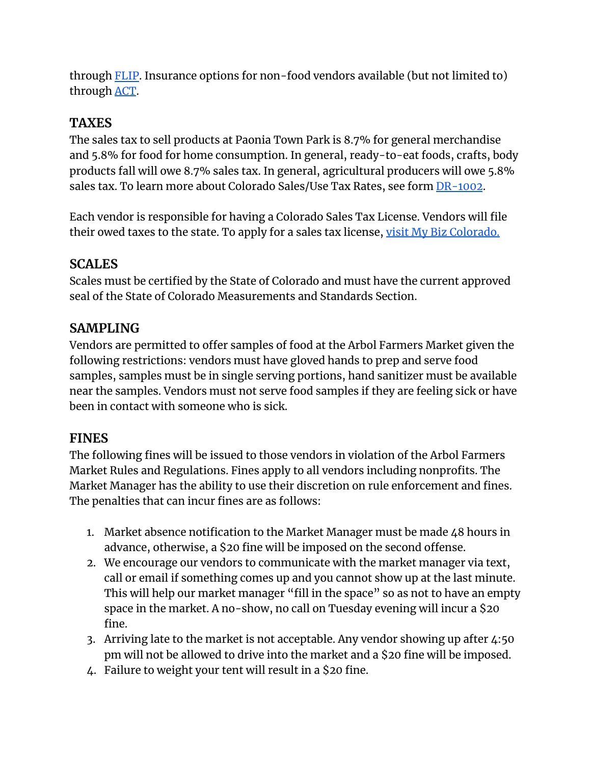through [FLIP](). Insurance options for non-food vendors available (but not limited to) through [ACT]().

## TAXES

The sales tax to sell products at Paonia Town Park is 8.7% for general merchandise and 5.8% for food for home consumption. In general, ready-to-eat foods, crafts, body products fall will owe 8.7% sales tax. In general, agricultural producers will owe 5.8% sales tax. To learn more about Colorado Sales/Use Tax Rates, see form [DR-1002]().

Each vendor is responsible for having a Colorado Sales Tax License. Vendors will file their owed taxes to the state. To apply for a sales tax license, [visit My Biz Colorado.]()

## SCALES

Scales must be certified by the State of Colorado and must have the current approved seal of the State of Colorado Measurements and Standards Section.

## SAMPLING

Vendors are permitted to offer samples of food at the Arbol Farmers Market given the following restrictions: vendors must have gloved hands to prep and serve food samples, samples must be in single serving portions, hand sanitizer must be available near the samples. Vendors must not serve food samples if they are feeling sick or have been in contact with someone who is sick.

## FINES

The following fines will be issued to those vendors in violation of the Arbol Farmers Market Rules and Regulations. Fines apply to all vendors including nonprofits. The Market Manager has the ability to use their discretion on rule enforcement and fines. The penalties that can incur fines are as follows:

1. Market absence notification to the Market Manager must be made 48 hours in advance, otherwise, a $20 fine will be imposed on the second offense.
2. We encourage our vendors to communicate with the market manager via text, call or email if something comes up and you cannot show up at the last minute. This will help our market manager "fill in the space" so as not to have an empty space in the market. A no-show, no call on Tuesday evening will incur a $20 fine.
3. Arriving late to the market is not acceptable. Any vendor showing up after 4:50 pm will not be allowed to drive into the market and a $20 fine will be imposed.
4. Failure to weight your tent will result in a $20 fine.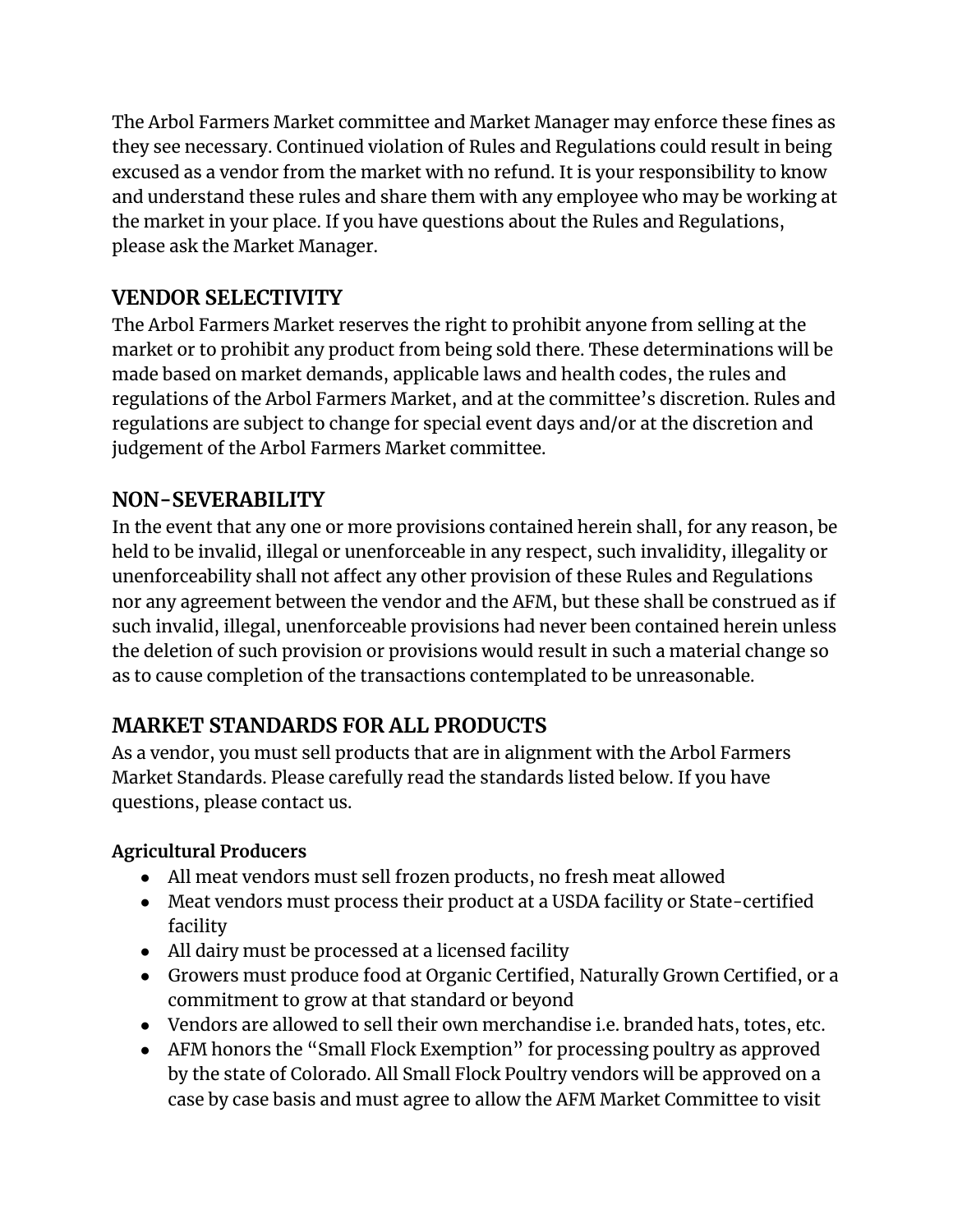The Arbol Farmers Market committee and Market Manager may enforce these fines as they see necessary. Continued violation of Rules and Regulations could result in being excused as a vendor from the market with no refund. It is your responsibility to know and understand these rules and share them with any employee who may be working at the market in your place. If you have questions about the Rules and Regulations, please ask the Market Manager.

## VENDOR SELECTIVITY

The Arbol Farmers Market reserves the right to prohibit anyone from selling at the market or to prohibit any product from being sold there. These determinations will be made based on market demands, applicable laws and health codes, the rules and regulations of the Arbol Farmers Market, and at the committee's discretion. Rules and regulations are subject to change for special event days and/or at the discretion and judgement of the Arbol Farmers Market committee.

## NON-SEVERABILITY

In the event that any one or more provisions contained herein shall, for any reason, be held to be invalid, illegal or unenforceable in any respect, such invalidity, illegality or unenforceability shall not affect any other provision of these Rules and Regulations nor any agreement between the vendor and the AFM, but these shall be construed as if such invalid, illegal, unenforceable provisions had never been contained herein unless the deletion of such provision or provisions would result in such a material change so as to cause completion of the transactions contemplated to be unreasonable.

## MARKET STANDARDS FOR ALL PRODUCTS

As a vendor, you must sell products that are in alignment with the Arbol Farmers Market Standards. Please carefully read the standards listed below. If you have questions, please contact us.

**Agricultural Producers**

- All meat vendors must sell frozen products, no fresh meat allowed
- Meat vendors must process their product at a USDA facility or State-certified facility
- All dairy must be processed at a licensed facility
- Growers must produce food at Organic Certified, Naturally Grown Certified, or a commitment to grow at that standard or beyond
- Vendors are allowed to sell their own merchandise i.e. branded hats, totes, etc.
- AFM honors the "Small Flock Exemption" for processing poultry as approved by the state of Colorado. All Small Flock Poultry vendors will be approved on a case by case basis and must agree to allow the AFM Market Committee to visit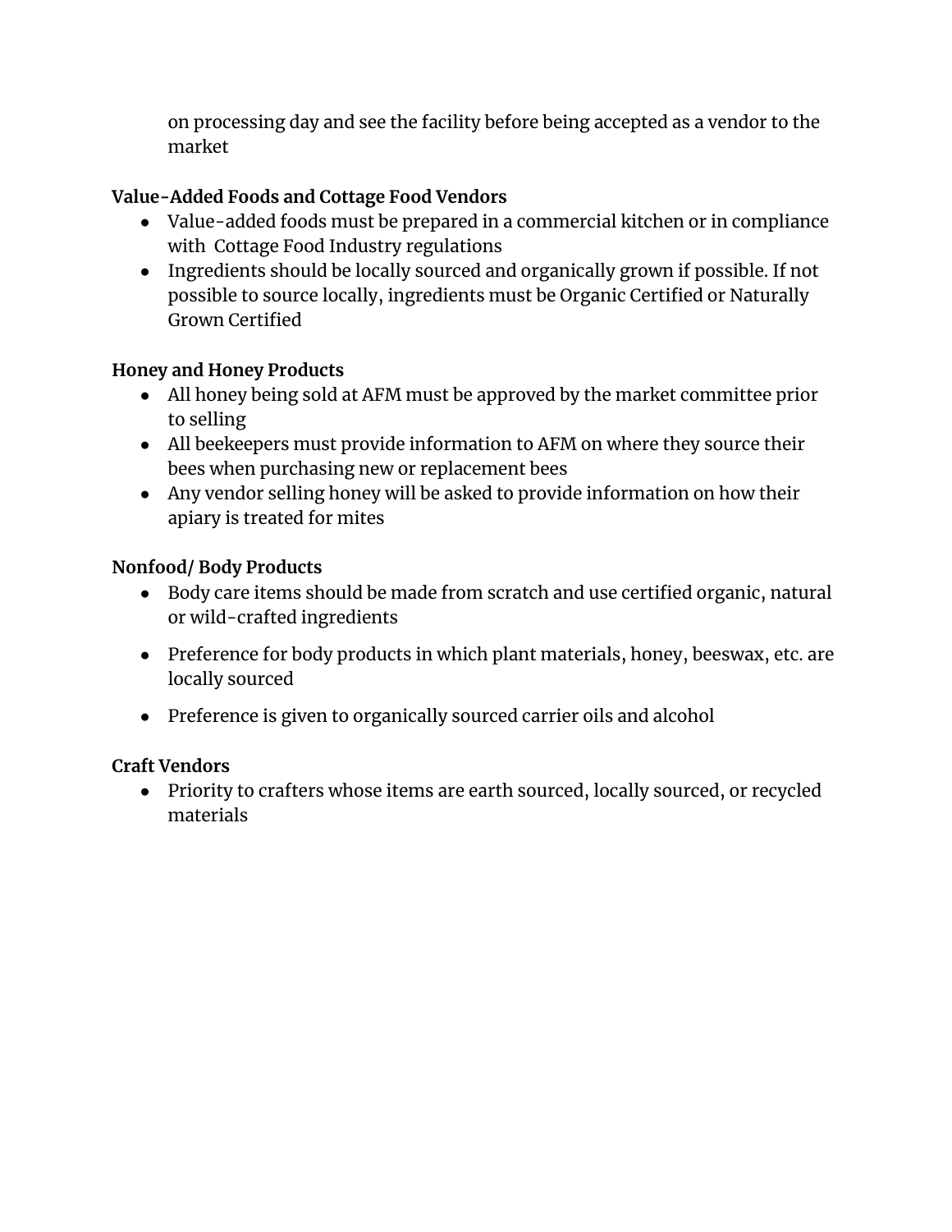on processing day and see the facility before being accepted as a vendor to the market

**Value-Added Foods and Cottage Food Vendors**

- Value-added foods must be prepared in a commercial kitchen or in compliance with Cottage Food Industry regulations
- Ingredients should be locally sourced and organically grown if possible. If not possible to source locally, ingredients must be Organic Certified or Naturally Grown Certified

**Honey and Honey Products**

- All honey being sold at AFM must be approved by the market committee prior to selling
- All beekeepers must provide information to AFM on where they source their bees when purchasing new or replacement bees
- Any vendor selling honey will be asked to provide information on how their apiary is treated for mites

**Nonfood/ Body Products**

- Body care items should be made from scratch and use certified organic, natural or wild-crafted ingredients
- Preference for body products in which plant materials, honey, beeswax, etc. are locally sourced
- Preference is given to organically sourced carrier oils and alcohol

**Craft Vendors**

- Priority to crafters whose items are earth sourced, locally sourced, or recycled materials